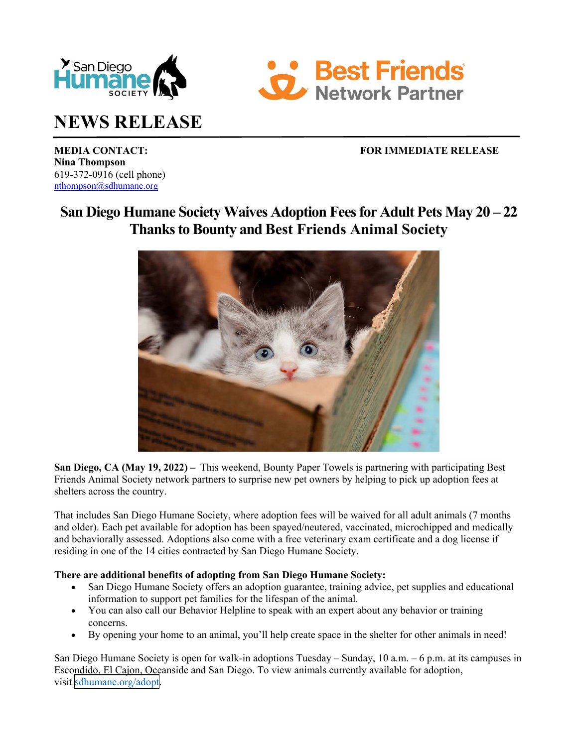# NEWS RELEASE

**MEDIA CONTACT:**
**Nina Thompson**
619-372-0916 (cell phone)
nthompson@sdhumane.org

**FOR IMMEDIATE RELEASE**

## San Diego Humane Society Waives Adoption Fees for Adult Pets May 20 – 22 Thanks to Bounty and Best Friends Animal Society

**San Diego, CA (May 19, 2022) –** This weekend, Bounty Paper Towels is partnering with participating Best Friends Animal Society network partners to surprise new pet owners by helping to pick up adoption fees at shelters across the country.

That includes San Diego Humane Society, where adoption fees will be waived for all adult animals (7 months and older). Each pet available for adoption has been spayed/neutered, vaccinated, microchipped and medically and behaviorally assessed. Adoptions also come with a free veterinary exam certificate and a dog license if residing in one of the 14 cities contracted by San Diego Humane Society.

**There are additional benefits of adopting from San Diego Humane Society:**

- San Diego Humane Society offers an adoption guarantee, training advice, pet supplies and educational information to support pet families for the lifespan of the animal.
- You can also call our Behavior Helpline to speak with an expert about any behavior or training concerns.
- By opening your home to an animal, you'll help create space in the shelter for other animals in need!

San Diego Humane Society is open for walk-in adoptions Tuesday – Sunday, 10 a.m. – 6 p.m. at its campuses in Escondido, El Cajon, Oceanside and San Diego. To view animals currently available for adoption, visit sdhumane.org/adopt.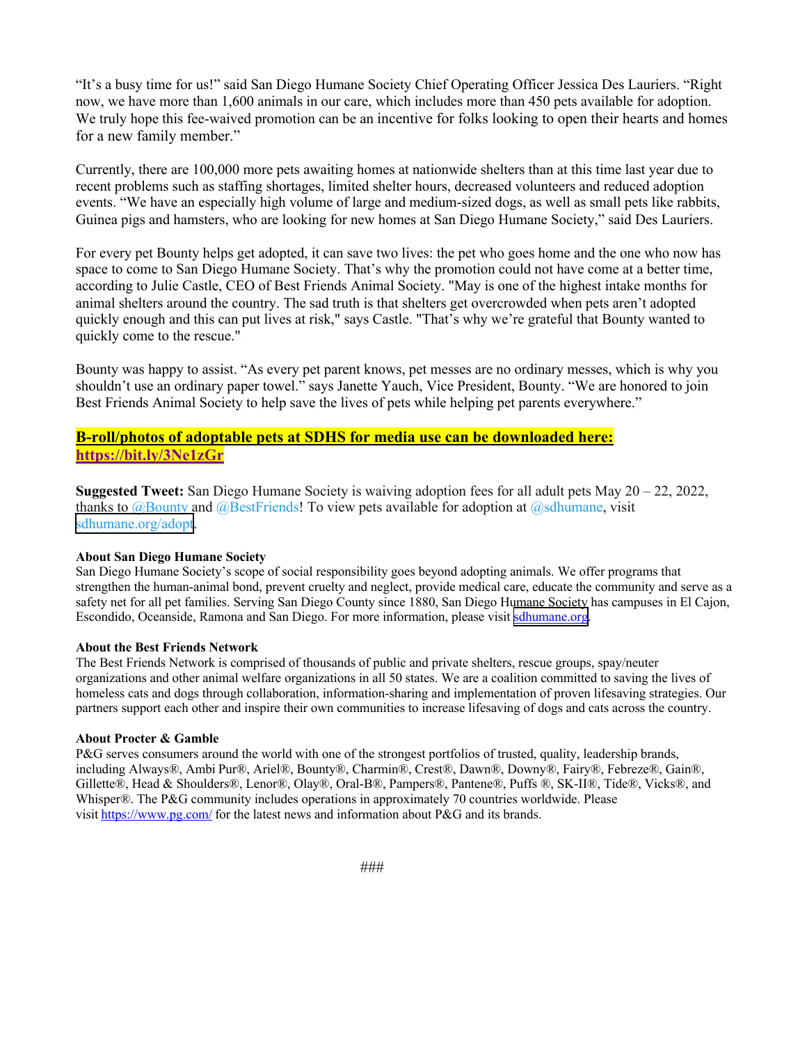"It's a busy time for us!" said San Diego Humane Society Chief Operating Officer Jessica Des Lauriers. "Right now, we have more than 1,600 animals in our care, which includes more than 450 pets available for adoption. We truly hope this fee-waived promotion can be an incentive for folks looking to open their hearts and homes for a new family member."

Currently, there are 100,000 more pets awaiting homes at nationwide shelters than at this time last year due to recent problems such as staffing shortages, limited shelter hours, decreased volunteers and reduced adoption events. "We have an especially high volume of large and medium-sized dogs, as well as small pets like rabbits, Guinea pigs and hamsters, who are looking for new homes at San Diego Humane Society," said Des Lauriers.

For every pet Bounty helps get adopted, it can save two lives: the pet who goes home and the one who now has space to come to San Diego Humane Society. That's why the promotion could not have come at a better time, according to Julie Castle, CEO of Best Friends Animal Society. "May is one of the highest intake months for animal shelters around the country. The sad truth is that shelters get overcrowded when pets aren't adopted quickly enough and this can put lives at risk," says Castle. "That's why we're grateful that Bounty wanted to quickly come to the rescue."

Bounty was happy to assist. "As every pet parent knows, pet messes are no ordinary messes, which is why you shouldn't use an ordinary paper towel." says Janette Yauch, Vice President, Bounty. "We are honored to join Best Friends Animal Society to help save the lives of pets while helping pet parents everywhere."

**B-roll/photos of adoptable pets at SDHS for media use can be downloaded here: https://bit.ly/3Ne1zGr**

**Suggested Tweet:** San Diego Humane Society is waiving adoption fees for all adult pets May 20 – 22, 2022, thanks to @Bounty and @BestFriends! To view pets available for adoption at @sdhumane, visit sdhumane.org/adopt.

**About San Diego Humane Society**

San Diego Humane Society's scope of social responsibility goes beyond adopting animals. We offer programs that strengthen the human-animal bond, prevent cruelty and neglect, provide medical care, educate the community and serve as a safety net for all pet families. Serving San Diego County since 1880, San Diego Humane Society has campuses in El Cajon, Escondido, Oceanside, Ramona and San Diego. For more information, please visit sdhumane.org.

**About the Best Friends Network**

The Best Friends Network is comprised of thousands of public and private shelters, rescue groups, spay/neuter organizations and other animal welfare organizations in all 50 states. We are a coalition committed to saving the lives of homeless cats and dogs through collaboration, information-sharing and implementation of proven lifesaving strategies. Our partners support each other and inspire their own communities to increase lifesaving of dogs and cats across the country.

**About Procter & Gamble**

P&G serves consumers around the world with one of the strongest portfolios of trusted, quality, leadership brands, including Always®, Ambi Pur®, Ariel®, Bounty®, Charmin®, Crest®, Dawn®, Downy®, Fairy®, Febreze®, Gain®, Gillette®, Head & Shoulders®, Lenor®, Olay®, Oral-B®, Pampers®, Pantene®, Puffs ®, SK-II®, Tide®, Vicks®, and Whisper®. The P&G community includes operations in approximately 70 countries worldwide. Please visit https://www.pg.com/ for the latest news and information about P&G and its brands.

###